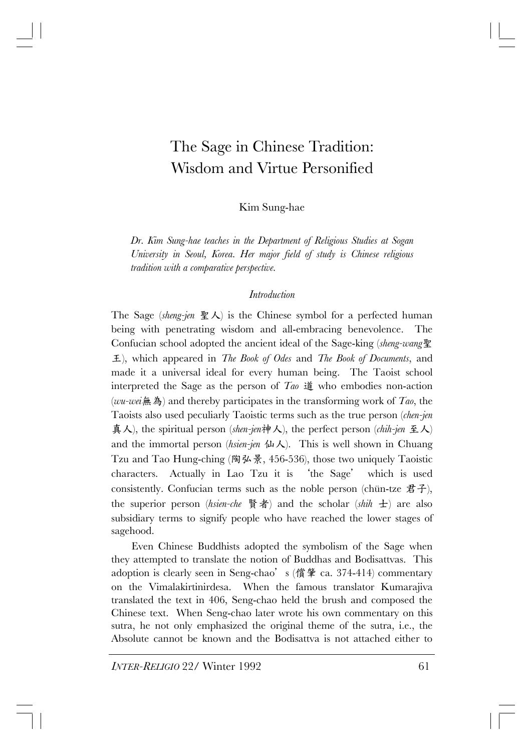# The Sage in Chinese Tradition: Wisdom and Virtue Personified

Kim Sung-hae

*Dr. Kim Sung-hae teaches in the Department of Religious Studies at Sogan University in Seoul, Korea. Her major field of study is Chinese religious tradition with a comparative perspective.*

## *Introduction*

The Sage (*sheng-jen* 聖人) is the Chinese symbol for a perfected human being with penetrating wisdom and all-embracing benevolence. The Confucian school adopted the ancient ideal of the Sage-king (*sheng-wang*聖王), which appeared in *The Book of Odes* and *The Book of Documents*, and made it a universal ideal for every human being. The Taoist school interpreted the Sage as the person of *Tao* 道 who embodies non-action (*wu-wei*無為) and thereby participates in the transforming work of *Tao*, the Taoists also used peculiarly Taoistic terms such as the true person (*chen-jen* 真人), the spiritual person (*shen-jen*神人), the perfect person (*chih-jen* 至人) and the immortal person (*hsien-jen* 仙人). This is well shown in Chuang Tzu and Tao Hung-ching (陶弘景, 456-536), those two uniquely Taoistic characters. Actually in Lao Tzu it is 'the Sage' which is used consistently. Confucian terms such as the noble person (chün-tze 君子), the superior person (*hsien-che* 賢者) and the scholar (*shih* 士) are also subsidiary terms to signify people who have reached the lower stages of sagehood.

Even Chinese Buddhists adopted the symbolism of the Sage when they attempted to translate the notion of Buddhas and Bodisattvas. This adoption is clearly seen in Seng-chao's (僧肇 ca. 374-414) commentary on the Vimalakirtinirdesa. When the famous translator Kumarajiva translated the text in 406, Seng-chao held the brush and composed the Chinese text. When Seng-chao later wrote his own commentary on this sutra, he not only emphasized the original theme of the sutra, i.e., the Absolute cannot be known and the Bodisattva is not attached either to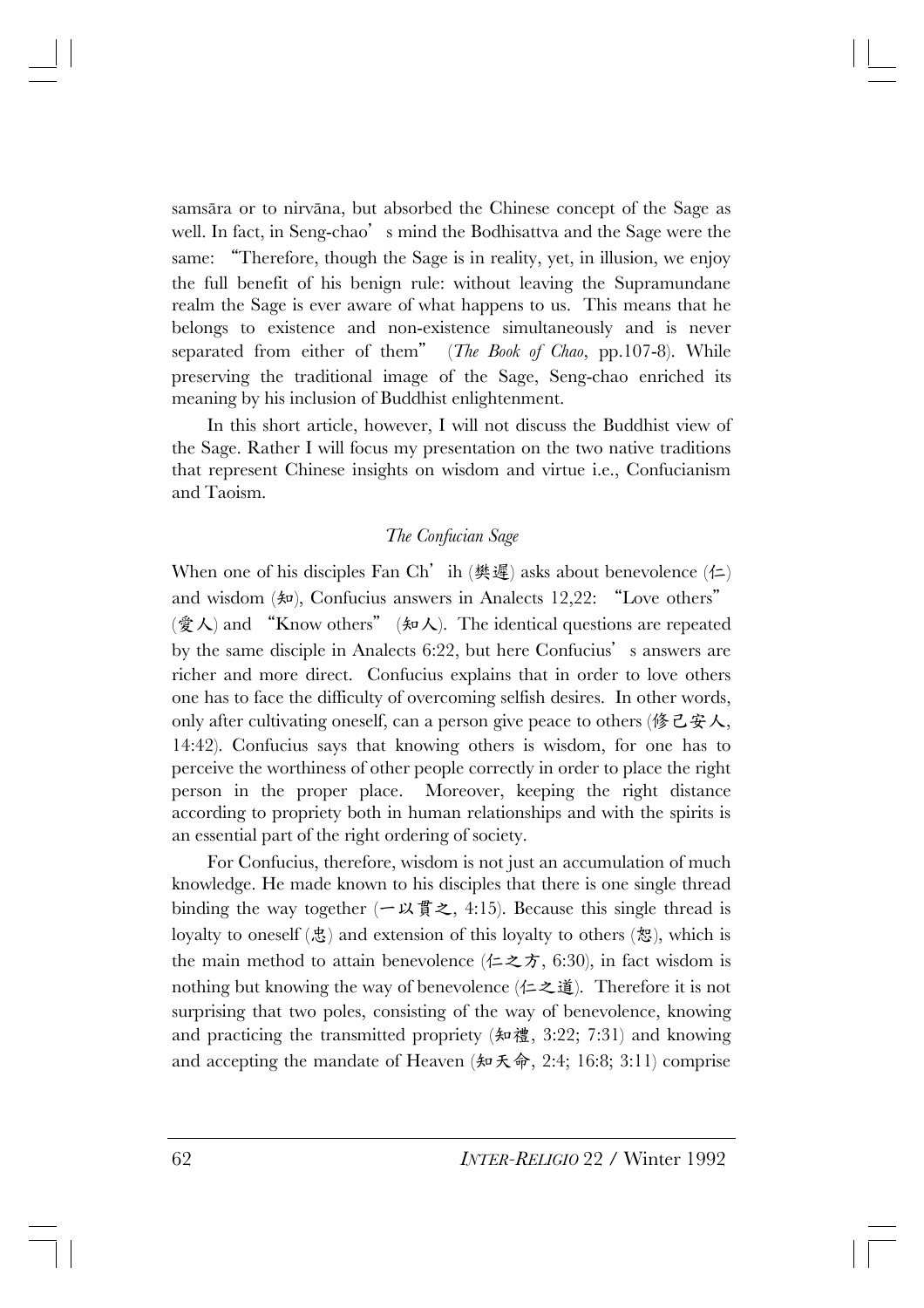samsāra or to nirvāna, but absorbed the Chinese concept of the Sage as well. In fact, in Seng-chao's mind the Bodhisattva and the Sage were the same: "Therefore, though the Sage is in reality, yet, in illusion, we enjoy the full benefit of his benign rule: without leaving the Supramundane realm the Sage is ever aware of what happens to us. This means that he belongs to existence and non-existence simultaneously and is never separated from either of them" (*The Book of Chao*, pp.107-8). While preserving the traditional image of the Sage, Seng-chao enriched its meaning by his inclusion of Buddhist enlightenment.

In this short article, however, I will not discuss the Buddhist view of the Sage. Rather I will focus my presentation on the two native traditions that represent Chinese insights on wisdom and virtue i.e., Confucianism and Taoism.

### *The Confucian Sage*

When one of his disciples Fan Ch'ih (樊遲) asks about benevolence (仁) and wisdom (知), Confucius answers in Analects 12,22: "Love others" (愛人) and "Know others" (知人). The identical questions are repeated by the same disciple in Analects 6:22, but here Confucius's answers are richer and more direct. Confucius explains that in order to love others one has to face the difficulty of overcoming selfish desires. In other words, only after cultivating oneself, can a person give peace to others (修己安人, 14:42). Confucius says that knowing others is wisdom, for one has to perceive the worthiness of other people correctly in order to place the right person in the proper place. Moreover, keeping the right distance according to propriety both in human relationships and with the spirits is an essential part of the right ordering of society.

For Confucius, therefore, wisdom is not just an accumulation of much knowledge. He made known to his disciples that there is one single thread binding the way together (一以貫之, 4:15). Because this single thread is loyalty to oneself (忠) and extension of this loyalty to others (恕), which is the main method to attain benevolence (仁之方, 6:30), in fact wisdom is nothing but knowing the way of benevolence (仁之道). Therefore it is not surprising that two poles, consisting of the way of benevolence, knowing and practicing the transmitted propriety (知禮, 3:22; 7:31) and knowing and accepting the mandate of Heaven (知天命, 2:4; 16:8; 3:11) comprise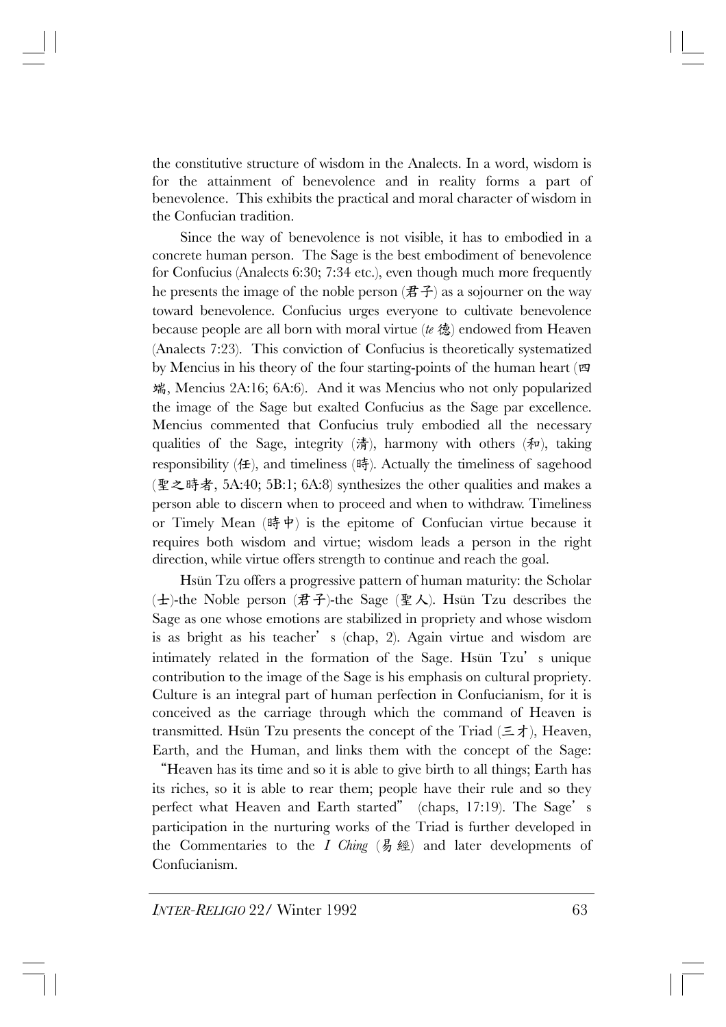the constitutive structure of wisdom in the Analects. In a word, wisdom is for the attainment of benevolence and in reality forms a part of benevolence. This exhibits the practical and moral character of wisdom in the Confucian tradition.

Since the way of benevolence is not visible, it has to embodied in a concrete human person. The Sage is the best embodiment of benevolence for Confucius (Analects 6:30; 7:34 etc.), even though much more frequently he presents the image of the noble person (君子) as a sojourner on the way toward benevolence. Confucius urges everyone to cultivate benevolence because people are all born with moral virtue (*te* 德) endowed from Heaven (Analects 7:23). This conviction of Confucius is theoretically systematized by Mencius in his theory of the four starting-points of the human heart (四端, Mencius 2A:16; 6A:6). And it was Mencius who not only popularized the image of the Sage but exalted Confucius as the Sage par excellence. Mencius commented that Confucius truly embodied all the necessary qualities of the Sage, integrity (清), harmony with others (和), taking responsibility (任), and timeliness (時). Actually the timeliness of sagehood (聖之時者, 5A:40; 5B:1; 6A:8) synthesizes the other qualities and makes a person able to discern when to proceed and when to withdraw. Timeliness or Timely Mean (時中) is the epitome of Confucian virtue because it requires both wisdom and virtue; wisdom leads a person in the right direction, while virtue offers strength to continue and reach the goal.

Hsün Tzu offers a progressive pattern of human maturity: the Scholar (士)-the Noble person (君子)-the Sage (聖人). Hsün Tzu describes the Sage as one whose emotions are stabilized in propriety and whose wisdom is as bright as his teacher's (chap, 2). Again virtue and wisdom are intimately related in the formation of the Sage. Hsün Tzu's unique contribution to the image of the Sage is his emphasis on cultural propriety. Culture is an integral part of human perfection in Confucianism, for it is conceived as the carriage through which the command of Heaven is transmitted. Hsün Tzu presents the concept of the Triad (三才), Heaven, Earth, and the Human, and links them with the concept of the Sage: "Heaven has its time and so it is able to give birth to all things; Earth has its riches, so it is able to rear them; people have their rule and so they perfect what Heaven and Earth started" (chaps, 17:19). The Sage's participation in the nurturing works of the Triad is further developed in the Commentaries to the *I Ching* (易經) and later developments of Confucianism.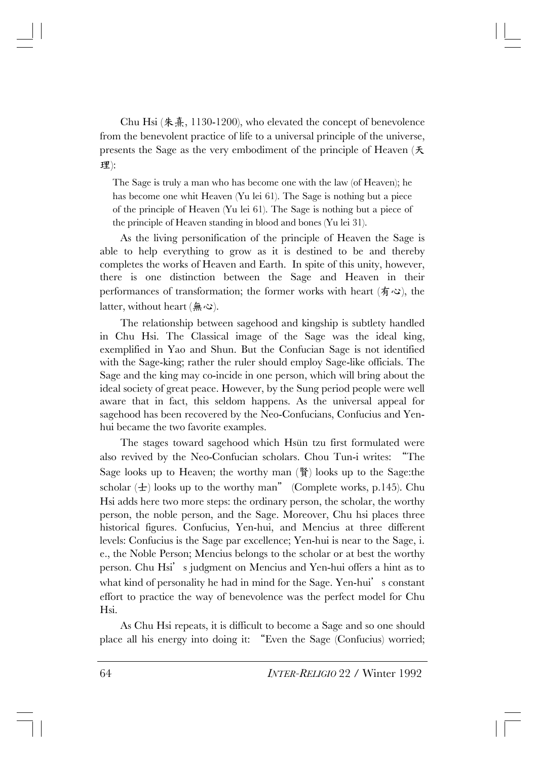Chu Hsi (朱熹, 1130-1200), who elevated the concept of benevolence from the benevolent practice of life to a universal principle of the universe, presents the Sage as the very embodiment of the principle of Heaven (天理):

> The Sage is truly a man who has become one with the law (of Heaven); he has become one whit Heaven (Yu lei 61). The Sage is nothing but a piece of the principle of Heaven (Yu lei 61). The Sage is nothing but a piece of the principle of Heaven standing in blood and bones (Yu lei 31).

As the living personification of the principle of Heaven the Sage is able to help everything to grow as it is destined to be and thereby completes the works of Heaven and Earth. In spite of this unity, however, there is one distinction between the Sage and Heaven in their performances of transformation; the former works with heart (有心), the latter, without heart (無心).

The relationship between sagehood and kingship is subtlety handled in Chu Hsi. The Classical image of the Sage was the ideal king, exemplified in Yao and Shun. But the Confucian Sage is not identified with the Sage-king; rather the ruler should employ Sage-like officials. The Sage and the king may co-incide in one person, which will bring about the ideal society of great peace. However, by the Sung period people were well aware that in fact, this seldom happens. As the universal appeal for sagehood has been recovered by the Neo-Confucians, Confucius and Yen-hui became the two favorite examples.

The stages toward sagehood which Hsün tzu first formulated were also revived by the Neo-Confucian scholars. Chou Tun-i writes: "The Sage looks up to Heaven; the worthy man (賢) looks up to the Sage:the scholar (士) looks up to the worthy man" (Complete works, p.145). Chu Hsi adds here two more steps: the ordinary person, the scholar, the worthy person, the noble person, and the Sage. Moreover, Chu hsi places three historical figures. Confucius, Yen-hui, and Mencius at three different levels: Confucius is the Sage par excellence; Yen-hui is near to the Sage, i. e., the Noble Person; Mencius belongs to the scholar or at best the worthy person. Chu Hsi's judgment on Mencius and Yen-hui offers a hint as to what kind of personality he had in mind for the Sage. Yen-hui's constant effort to practice the way of benevolence was the perfect model for Chu Hsi.

As Chu Hsi repeats, it is difficult to become a Sage and so one should place all his energy into doing it: "Even the Sage (Confucius) worried;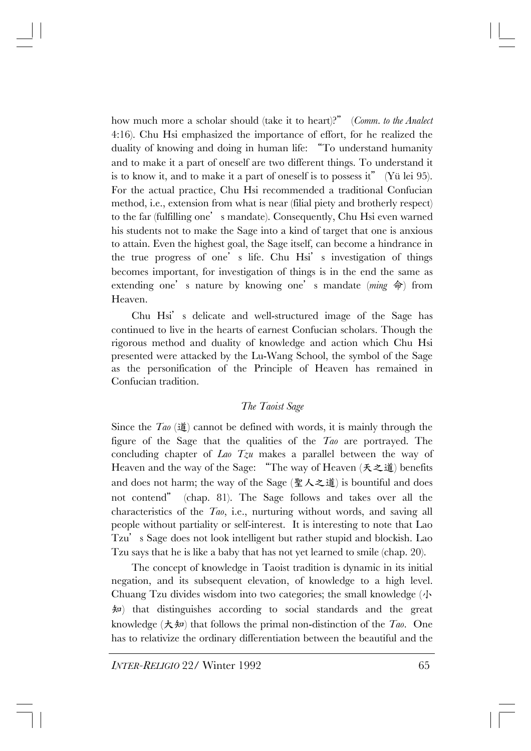how much more a scholar should (take it to heart)?" (*Comm. to the Analect* 4:16). Chu Hsi emphasized the importance of effort, for he realized the duality of knowing and doing in human life: "To understand humanity and to make it a part of oneself are two different things. To understand it is to know it, and to make it a part of oneself is to possess it" (Yü lei 95). For the actual practice, Chu Hsi recommended a traditional Confucian method, i.e., extension from what is near (filial piety and brotherly respect) to the far (fulfilling one's mandate). Consequently, Chu Hsi even warned his students not to make the Sage into a kind of target that one is anxious to attain. Even the highest goal, the Sage itself, can become a hindrance in the true progress of one's life. Chu Hsi's investigation of things becomes important, for investigation of things is in the end the same as extending one's nature by knowing one's mandate (*ming* 命) from Heaven.

Chu Hsi's delicate and well-structured image of the Sage has continued to live in the hearts of earnest Confucian scholars. Though the rigorous method and duality of knowledge and action which Chu Hsi presented were attacked by the Lu-Wang School, the symbol of the Sage as the personification of the Principle of Heaven has remained in Confucian tradition.

### *The Taoist Sage*

Since the *Tao* (道) cannot be defined with words, it is mainly through the figure of the Sage that the qualities of the *Tao* are portrayed. The concluding chapter of *Lao Tzu* makes a parallel between the way of Heaven and the way of the Sage: "The way of Heaven (天之道) benefits and does not harm; the way of the Sage (聖人之道) is bountiful and does not contend" (chap. 81). The Sage follows and takes over all the characteristics of the *Tao*, i.e., nurturing without words, and saving all people without partiality or self-interest. It is interesting to note that Lao Tzu's Sage does not look intelligent but rather stupid and blockish. Lao Tzu says that he is like a baby that has not yet learned to smile (chap. 20).

The concept of knowledge in Taoist tradition is dynamic in its initial negation, and its subsequent elevation, of knowledge to a high level. Chuang Tzu divides wisdom into two categories; the small knowledge (小知) that distinguishes according to social standards and the great knowledge (大知) that follows the primal non-distinction of the *Tao*. One has to relativize the ordinary differentiation between the beautiful and the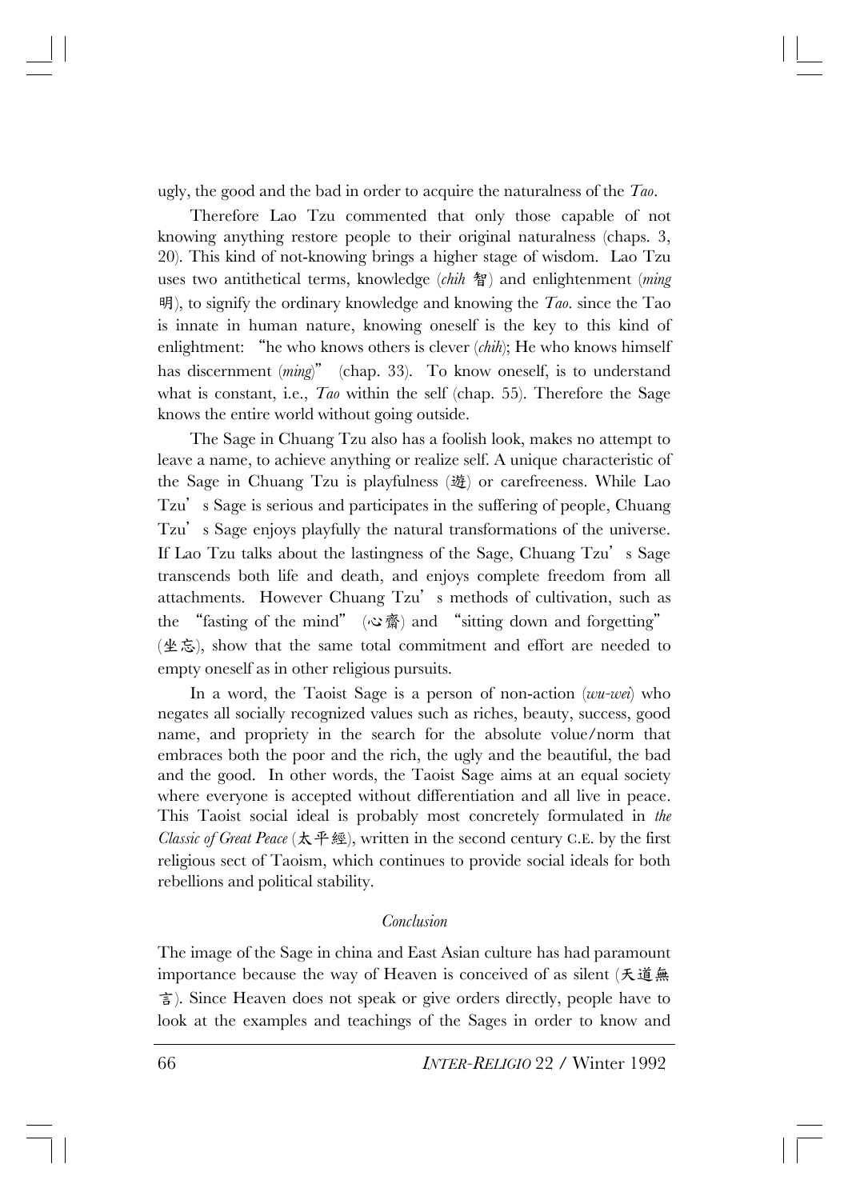ugly, the good and the bad in order to acquire the naturalness of the *Tao*.

Therefore Lao Tzu commented that only those capable of not knowing anything restore people to their original naturalness (chaps. 3, 20). This kind of not-knowing brings a higher stage of wisdom. Lao Tzu uses two antithetical terms, knowledge (*chih* 智) and enlightenment (*ming* 明), to signify the ordinary knowledge and knowing the *Tao*. since the Tao is innate in human nature, knowing oneself is the key to this kind of enlightment: "he who knows others is clever (*chih*); He who knows himself has discernment (*ming*)" (chap. 33). To know oneself, is to understand what is constant, i.e., *Tao* within the self (chap. 55). Therefore the Sage knows the entire world without going outside.

The Sage in Chuang Tzu also has a foolish look, makes no attempt to leave a name, to achieve anything or realize self. A unique characteristic of the Sage in Chuang Tzu is playfulness (遊) or carefreeness. While Lao Tzu's Sage is serious and participates in the suffering of people, Chuang Tzu's Sage enjoys playfully the natural transformations of the universe. If Lao Tzu talks about the lastingness of the Sage, Chuang Tzu's Sage transcends both life and death, and enjoys complete freedom from all attachments. However Chuang Tzu's methods of cultivation, such as the "fasting of the mind" (心齋) and "sitting down and forgetting" (坐忘), show that the same total commitment and effort are needed to empty oneself as in other religious pursuits.

In a word, the Taoist Sage is a person of non-action (*wu-wei*) who negates all socially recognized values such as riches, beauty, success, good name, and propriety in the search for the absolute volue/norm that embraces both the poor and the rich, the ugly and the beautiful, the bad and the good. In other words, the Taoist Sage aims at an equal society where everyone is accepted without differentiation and all live in peace. This Taoist social ideal is probably most concretely formulated in *the Classic of Great Peace* (太平經), written in the second century C.E. by the first religious sect of Taoism, which continues to provide social ideals for both rebellions and political stability.

## *Conclusion*

The image of the Sage in china and East Asian culture has had paramount importance because the way of Heaven is conceived of as silent (天道無言). Since Heaven does not speak or give orders directly, people have to look at the examples and teachings of the Sages in order to know and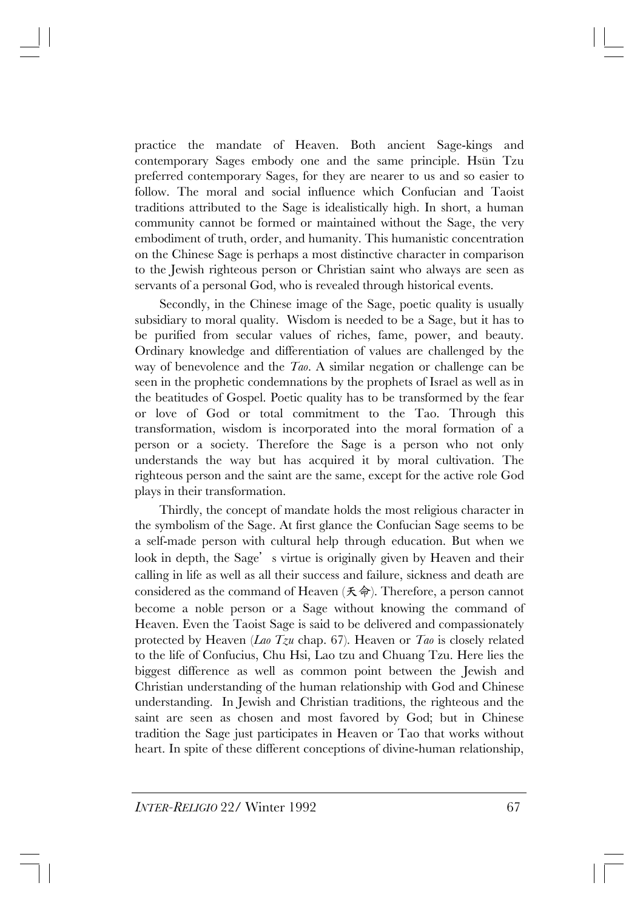practice the mandate of Heaven. Both ancient Sage-kings and contemporary Sages embody one and the same principle. Hsün Tzu preferred contemporary Sages, for they are nearer to us and so easier to follow. The moral and social influence which Confucian and Taoist traditions attributed to the Sage is idealistically high. In short, a human community cannot be formed or maintained without the Sage, the very embodiment of truth, order, and humanity. This humanistic concentration on the Chinese Sage is perhaps a most distinctive character in comparison to the Jewish righteous person or Christian saint who always are seen as servants of a personal God, who is revealed through historical events.

Secondly, in the Chinese image of the Sage, poetic quality is usually subsidiary to moral quality. Wisdom is needed to be a Sage, but it has to be purified from secular values of riches, fame, power, and beauty. Ordinary knowledge and differentiation of values are challenged by the way of benevolence and the *Tao*. A similar negation or challenge can be seen in the prophetic condemnations by the prophets of Israel as well as in the beatitudes of Gospel. Poetic quality has to be transformed by the fear or love of God or total commitment to the Tao. Through this transformation, wisdom is incorporated into the moral formation of a person or a society. Therefore the Sage is a person who not only understands the way but has acquired it by moral cultivation. The righteous person and the saint are the same, except for the active role God plays in their transformation.

Thirdly, the concept of mandate holds the most religious character in the symbolism of the Sage. At first glance the Confucian Sage seems to be a self-made person with cultural help through education. But when we look in depth, the Sage's virtue is originally given by Heaven and their calling in life as well as all their success and failure, sickness and death are considered as the command of Heaven (天命). Therefore, a person cannot become a noble person or a Sage without knowing the command of Heaven. Even the Taoist Sage is said to be delivered and compassionately protected by Heaven (*Lao Tzu* chap. 67). Heaven or *Tao* is closely related to the life of Confucius, Chu Hsi, Lao tzu and Chuang Tzu. Here lies the biggest difference as well as common point between the Jewish and Christian understanding of the human relationship with God and Chinese understanding. In Jewish and Christian traditions, the righteous and the saint are seen as chosen and most favored by God; but in Chinese tradition the Sage just participates in Heaven or Tao that works without heart. In spite of these different conceptions of divine-human relationship,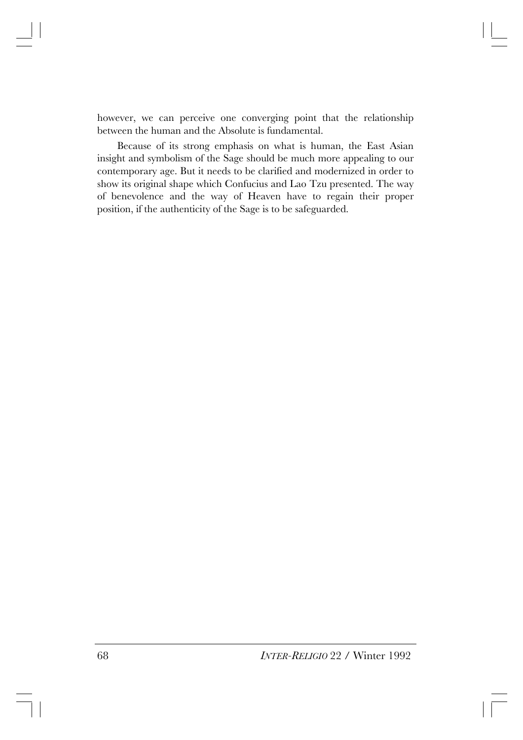however, we can perceive one converging point that the relationship between the human and the Absolute is fundamental.

Because of its strong emphasis on what is human, the East Asian insight and symbolism of the Sage should be much more appealing to our contemporary age. But it needs to be clarified and modernized in order to show its original shape which Confucius and Lao Tzu presented. The way of benevolence and the way of Heaven have to regain their proper position, if the authenticity of the Sage is to be safeguarded.